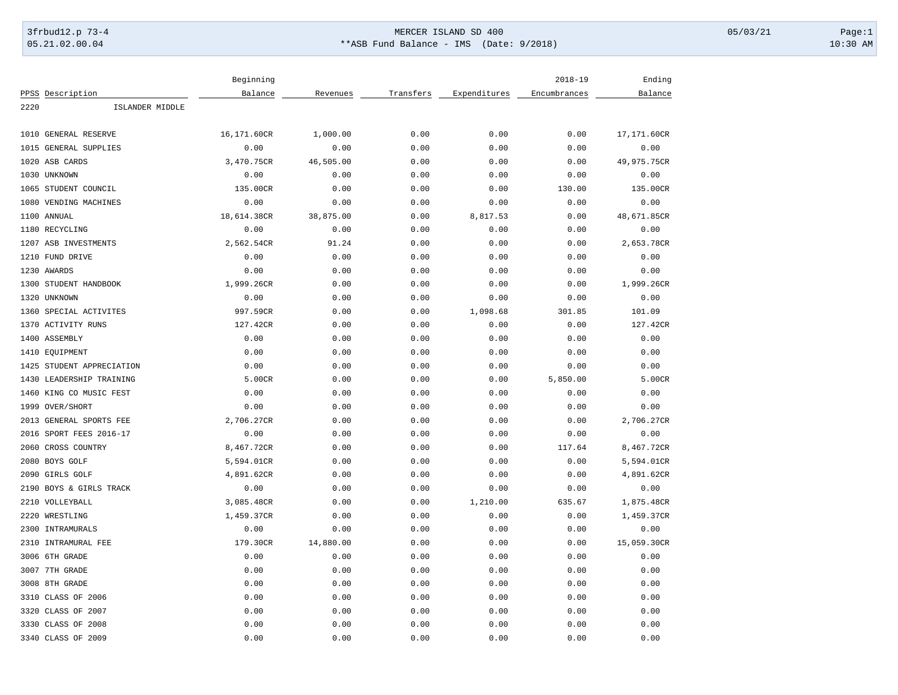3frbud12.p 73-4 — MERCER ISLAND SD 400 — 05/03/21

05.21.02.00.04 — **ASB Fund Balance - IMS (Date: 9/2018) — 10:30 AM

| PPSS | Description | Beginning Balance | Revenues | Transfers | Expenditures | 2018-19 Encumbrances | Ending Balance |
|---|---|---|---|---|---|---|---|
| 2220 | ISLANDER MIDDLE | | | | | | |
| 1010 | GENERAL RESERVE | 16,171.60CR | 1,000.00 | 0.00 | 0.00 | 0.00 | 17,171.60CR |
| 1015 | GENERAL SUPPLIES | 0.00 | 0.00 | 0.00 | 0.00 | 0.00 | 0.00 |
| 1020 | ASB CARDS | 3,470.75CR | 46,505.00 | 0.00 | 0.00 | 0.00 | 49,975.75CR |
| 1030 | UNKNOWN | 0.00 | 0.00 | 0.00 | 0.00 | 0.00 | 0.00 |
| 1065 | STUDENT COUNCIL | 135.00CR | 0.00 | 0.00 | 0.00 | 130.00 | 135.00CR |
| 1080 | VENDING MACHINES | 0.00 | 0.00 | 0.00 | 0.00 | 0.00 | 0.00 |
| 1100 | ANNUAL | 18,614.38CR | 38,875.00 | 0.00 | 8,817.53 | 0.00 | 48,671.85CR |
| 1180 | RECYCLING | 0.00 | 0.00 | 0.00 | 0.00 | 0.00 | 0.00 |
| 1207 | ASB INVESTMENTS | 2,562.54CR | 91.24 | 0.00 | 0.00 | 0.00 | 2,653.78CR |
| 1210 | FUND DRIVE | 0.00 | 0.00 | 0.00 | 0.00 | 0.00 | 0.00 |
| 1230 | AWARDS | 0.00 | 0.00 | 0.00 | 0.00 | 0.00 | 0.00 |
| 1300 | STUDENT HANDBOOK | 1,999.26CR | 0.00 | 0.00 | 0.00 | 0.00 | 1,999.26CR |
| 1320 | UNKNOWN | 0.00 | 0.00 | 0.00 | 0.00 | 0.00 | 0.00 |
| 1360 | SPECIAL ACTIVITES | 997.59CR | 0.00 | 0.00 | 1,098.68 | 301.85 | 101.09 |
| 1370 | ACTIVITY RUNS | 127.42CR | 0.00 | 0.00 | 0.00 | 0.00 | 127.42CR |
| 1400 | ASSEMBLY | 0.00 | 0.00 | 0.00 | 0.00 | 0.00 | 0.00 |
| 1410 | EQUIPMENT | 0.00 | 0.00 | 0.00 | 0.00 | 0.00 | 0.00 |
| 1425 | STUDENT APPRECIATION | 0.00 | 0.00 | 0.00 | 0.00 | 0.00 | 0.00 |
| 1430 | LEADERSHIP TRAINING | 5.00CR | 0.00 | 0.00 | 0.00 | 5,850.00 | 5.00CR |
| 1460 | KING CO MUSIC FEST | 0.00 | 0.00 | 0.00 | 0.00 | 0.00 | 0.00 |
| 1999 | OVER/SHORT | 0.00 | 0.00 | 0.00 | 0.00 | 0.00 | 0.00 |
| 2013 | GENERAL SPORTS FEE | 2,706.27CR | 0.00 | 0.00 | 0.00 | 0.00 | 2,706.27CR |
| 2016 | SPORT FEES 2016-17 | 0.00 | 0.00 | 0.00 | 0.00 | 0.00 | 0.00 |
| 2060 | CROSS COUNTRY | 8,467.72CR | 0.00 | 0.00 | 0.00 | 117.64 | 8,467.72CR |
| 2080 | BOYS GOLF | 5,594.01CR | 0.00 | 0.00 | 0.00 | 0.00 | 5,594.01CR |
| 2090 | GIRLS GOLF | 4,891.62CR | 0.00 | 0.00 | 0.00 | 0.00 | 4,891.62CR |
| 2190 | BOYS & GIRLS TRACK | 0.00 | 0.00 | 0.00 | 0.00 | 0.00 | 0.00 |
| 2210 | VOLLEYBALL | 3,085.48CR | 0.00 | 0.00 | 1,210.00 | 635.67 | 1,875.48CR |
| 2220 | WRESTLING | 1,459.37CR | 0.00 | 0.00 | 0.00 | 0.00 | 1,459.37CR |
| 2300 | INTRAMURALS | 0.00 | 0.00 | 0.00 | 0.00 | 0.00 | 0.00 |
| 2310 | INTRAMURAL FEE | 179.30CR | 14,880.00 | 0.00 | 0.00 | 0.00 | 15,059.30CR |
| 3006 | 6TH GRADE | 0.00 | 0.00 | 0.00 | 0.00 | 0.00 | 0.00 |
| 3007 | 7TH GRADE | 0.00 | 0.00 | 0.00 | 0.00 | 0.00 | 0.00 |
| 3008 | 8TH GRADE | 0.00 | 0.00 | 0.00 | 0.00 | 0.00 | 0.00 |
| 3310 | CLASS OF 2006 | 0.00 | 0.00 | 0.00 | 0.00 | 0.00 | 0.00 |
| 3320 | CLASS OF 2007 | 0.00 | 0.00 | 0.00 | 0.00 | 0.00 | 0.00 |
| 3330 | CLASS OF 2008 | 0.00 | 0.00 | 0.00 | 0.00 | 0.00 | 0.00 |
| 3340 | CLASS OF 2009 | 0.00 | 0.00 | 0.00 | 0.00 | 0.00 | 0.00 |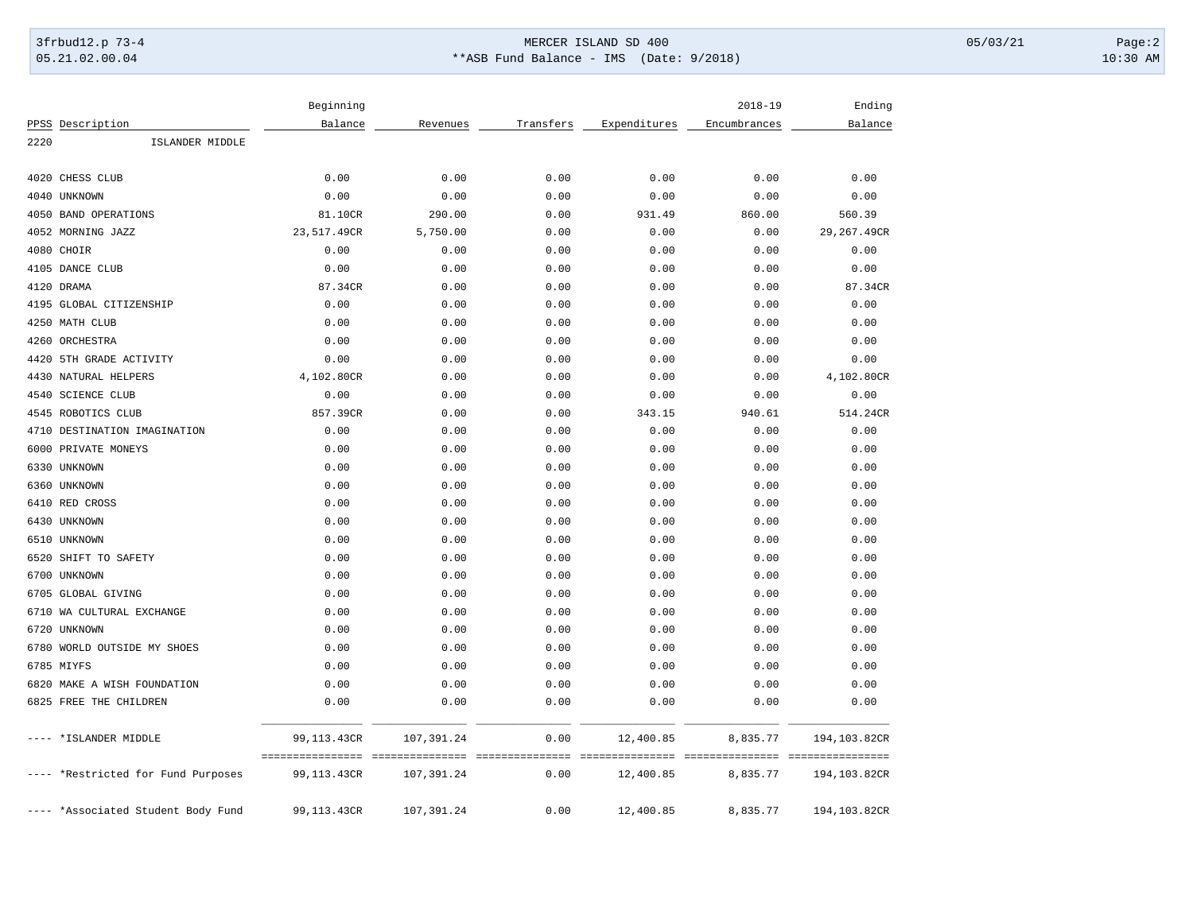| PPSS | Description | Beginning Balance | Revenues | Transfers | Expenditures | 2018-19 Encumbrances | Ending Balance |
|---|---|---|---|---|---|---|---|
| 2220 | ISLANDER MIDDLE | | | | | | |
| 4020 | CHESS CLUB | 0.00 | 0.00 | 0.00 | 0.00 | 0.00 | 0.00 |
| 4040 | UNKNOWN | 0.00 | 0.00 | 0.00 | 0.00 | 0.00 | 0.00 |
| 4050 | BAND OPERATIONS | 81.10CR | 290.00 | 0.00 | 931.49 | 860.00 | 560.39 |
| 4052 | MORNING JAZZ | 23,517.49CR | 5,750.00 | 0.00 | 0.00 | 0.00 | 29,267.49CR |
| 4080 | CHOIR | 0.00 | 0.00 | 0.00 | 0.00 | 0.00 | 0.00 |
| 4105 | DANCE CLUB | 0.00 | 0.00 | 0.00 | 0.00 | 0.00 | 0.00 |
| 4120 | DRAMA | 87.34CR | 0.00 | 0.00 | 0.00 | 0.00 | 87.34CR |
| 4195 | GLOBAL CITIZENSHIP | 0.00 | 0.00 | 0.00 | 0.00 | 0.00 | 0.00 |
| 4250 | MATH CLUB | 0.00 | 0.00 | 0.00 | 0.00 | 0.00 | 0.00 |
| 4260 | ORCHESTRA | 0.00 | 0.00 | 0.00 | 0.00 | 0.00 | 0.00 |
| 4420 | 5TH GRADE ACTIVITY | 0.00 | 0.00 | 0.00 | 0.00 | 0.00 | 0.00 |
| 4430 | NATURAL HELPERS | 4,102.80CR | 0.00 | 0.00 | 0.00 | 0.00 | 4,102.80CR |
| 4540 | SCIENCE CLUB | 0.00 | 0.00 | 0.00 | 0.00 | 0.00 | 0.00 |
| 4545 | ROBOTICS CLUB | 857.39CR | 0.00 | 0.00 | 343.15 | 940.61 | 514.24CR |
| 4710 | DESTINATION IMAGINATION | 0.00 | 0.00 | 0.00 | 0.00 | 0.00 | 0.00 |
| 6000 | PRIVATE MONEYS | 0.00 | 0.00 | 0.00 | 0.00 | 0.00 | 0.00 |
| 6330 | UNKNOWN | 0.00 | 0.00 | 0.00 | 0.00 | 0.00 | 0.00 |
| 6360 | UNKNOWN | 0.00 | 0.00 | 0.00 | 0.00 | 0.00 | 0.00 |
| 6410 | RED CROSS | 0.00 | 0.00 | 0.00 | 0.00 | 0.00 | 0.00 |
| 6430 | UNKNOWN | 0.00 | 0.00 | 0.00 | 0.00 | 0.00 | 0.00 |
| 6510 | UNKNOWN | 0.00 | 0.00 | 0.00 | 0.00 | 0.00 | 0.00 |
| 6520 | SHIFT TO SAFETY | 0.00 | 0.00 | 0.00 | 0.00 | 0.00 | 0.00 |
| 6700 | UNKNOWN | 0.00 | 0.00 | 0.00 | 0.00 | 0.00 | 0.00 |
| 6705 | GLOBAL GIVING | 0.00 | 0.00 | 0.00 | 0.00 | 0.00 | 0.00 |
| 6710 | WA CULTURAL EXCHANGE | 0.00 | 0.00 | 0.00 | 0.00 | 0.00 | 0.00 |
| 6720 | UNKNOWN | 0.00 | 0.00 | 0.00 | 0.00 | 0.00 | 0.00 |
| 6780 | WORLD OUTSIDE MY SHOES | 0.00 | 0.00 | 0.00 | 0.00 | 0.00 | 0.00 |
| 6785 | MIYFS | 0.00 | 0.00 | 0.00 | 0.00 | 0.00 | 0.00 |
| 6820 | MAKE A WISH FOUNDATION | 0.00 | 0.00 | 0.00 | 0.00 | 0.00 | 0.00 |
| 6825 | FREE THE CHILDREN | 0.00 | 0.00 | 0.00 | 0.00 | 0.00 | 0.00 |
| ---- | *ISLANDER MIDDLE | 99,113.43CR | 107,391.24 | 0.00 | 12,400.85 | 8,835.77 | 194,103.82CR |
| ---- | *Restricted for Fund Purposes | 99,113.43CR | 107,391.24 | 0.00 | 12,400.85 | 8,835.77 | 194,103.82CR |
| ---- | *Associated Student Body Fund | 99,113.43CR | 107,391.24 | 0.00 | 12,400.85 | 8,835.77 | 194,103.82CR |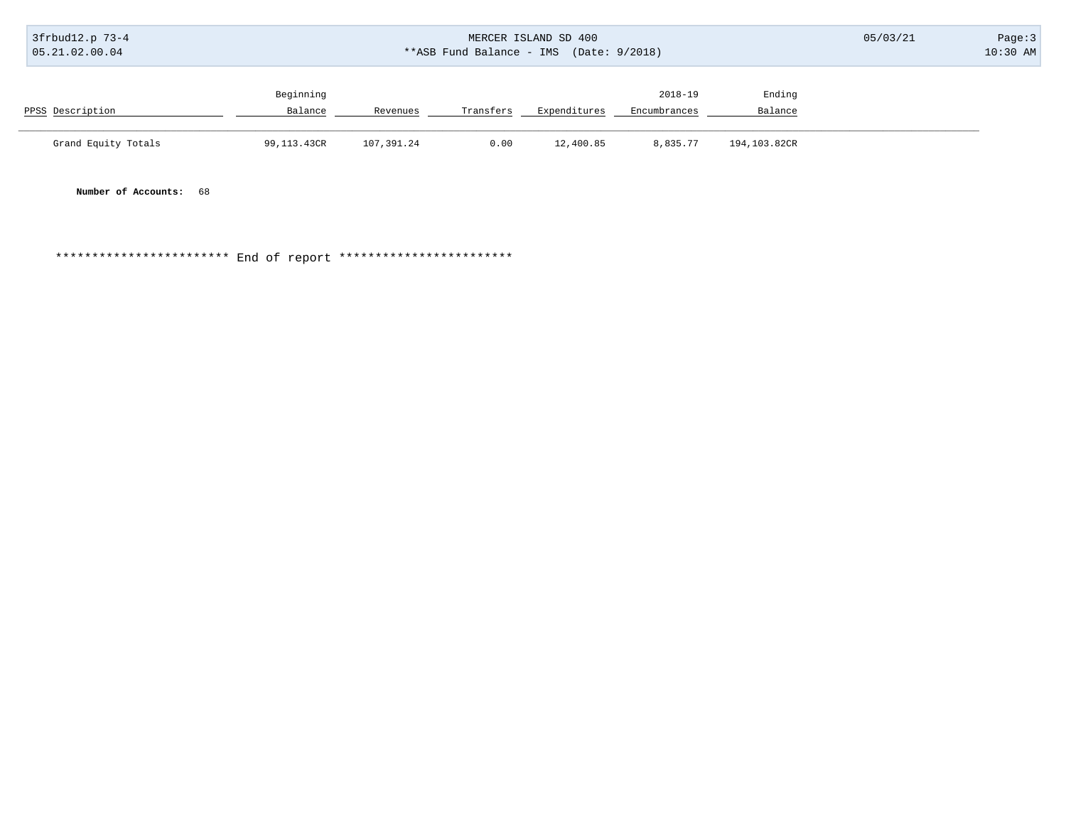| PPSS | Description | Beginning Balance | Revenues | Transfers | Expenditures | 2018-19 Encumbrances | Ending Balance |
|---|---|---|---|---|---|---|---|
| | Grand Equity Totals | 99,113.43CR | 107,391.24 | 0.00 | 12,400.85 | 8,835.77 | 194,103.82CR |

**Number of Accounts:** 68

************************ End of report ************************